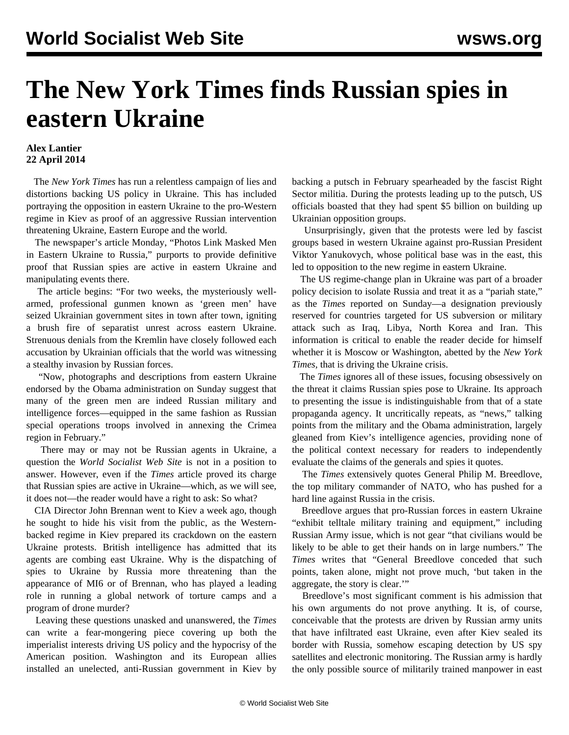# The New York Times finds Russian spies in eastern Ukraine

**Alex Lantier**
**22 April 2014**

The *New York Times* has run a relentless campaign of lies and distortions backing US policy in Ukraine. This has included portraying the opposition in eastern Ukraine to the pro-Western regime in Kiev as proof of an aggressive Russian intervention threatening Ukraine, Eastern Europe and the world.

The newspaper's article Monday, "Photos Link Masked Men in Eastern Ukraine to Russia," purports to provide definitive proof that Russian spies are active in eastern Ukraine and manipulating events there.

The article begins: "For two weeks, the mysteriously well-armed, professional gunmen known as 'green men' have seized Ukrainian government sites in town after town, igniting a brush fire of separatist unrest across eastern Ukraine. Strenuous denials from the Kremlin have closely followed each accusation by Ukrainian officials that the world was witnessing a stealthy invasion by Russian forces.

"Now, photographs and descriptions from eastern Ukraine endorsed by the Obama administration on Sunday suggest that many of the green men are indeed Russian military and intelligence forces—equipped in the same fashion as Russian special operations troops involved in annexing the Crimea region in February."

There may or may not be Russian agents in Ukraine, a question the *World Socialist Web Site* is not in a position to answer. However, even if the *Times* article proved its charge that Russian spies are active in Ukraine—which, as we will see, it does not—the reader would have a right to ask: So what?

CIA Director John Brennan went to Kiev a week ago, though he sought to hide his visit from the public, as the Western-backed regime in Kiev prepared its crackdown on the eastern Ukraine protests. British intelligence has admitted that its agents are combing east Ukraine. Why is the dispatching of spies to Ukraine by Russia more threatening than the appearance of MI6 or of Brennan, who has played a leading role in running a global network of torture camps and a program of drone murder?

Leaving these questions unasked and unanswered, the *Times* can write a fear-mongering piece covering up both the imperialist interests driving US policy and the hypocrisy of the American position. Washington and its European allies installed an unelected, anti-Russian government in Kiev by backing a putsch in February spearheaded by the fascist Right Sector militia. During the protests leading up to the putsch, US officials boasted that they had spent $5 billion on building up Ukrainian opposition groups.

Unsurprisingly, given that the protests were led by fascist groups based in western Ukraine against pro-Russian President Viktor Yanukovych, whose political base was in the east, this led to opposition to the new regime in eastern Ukraine.

The US regime-change plan in Ukraine was part of a broader policy decision to isolate Russia and treat it as a "pariah state," as the *Times* reported on Sunday—a designation previously reserved for countries targeted for US subversion or military attack such as Iraq, Libya, North Korea and Iran. This information is critical to enable the reader decide for himself whether it is Moscow or Washington, abetted by the *New York Times*, that is driving the Ukraine crisis.

The *Times* ignores all of these issues, focusing obsessively on the threat it claims Russian spies pose to Ukraine. Its approach to presenting the issue is indistinguishable from that of a state propaganda agency. It uncritically repeats, as "news," talking points from the military and the Obama administration, largely gleaned from Kiev's intelligence agencies, providing none of the political context necessary for readers to independently evaluate the claims of the generals and spies it quotes.

The *Times* extensively quotes General Philip M. Breedlove, the top military commander of NATO, who has pushed for a hard line against Russia in the crisis.

Breedlove argues that pro-Russian forces in eastern Ukraine "exhibit telltale military training and equipment," including Russian Army issue, which is not gear "that civilians would be likely to be able to get their hands on in large numbers." The *Times* writes that "General Breedlove conceded that such points, taken alone, might not prove much, 'but taken in the aggregate, the story is clear.'"

Breedlove's most significant comment is his admission that his own arguments do not prove anything. It is, of course, conceivable that the protests are driven by Russian army units that have infiltrated east Ukraine, even after Kiev sealed its border with Russia, somehow escaping detection by US spy satellites and electronic monitoring. The Russian army is hardly the only possible source of militarily trained manpower in east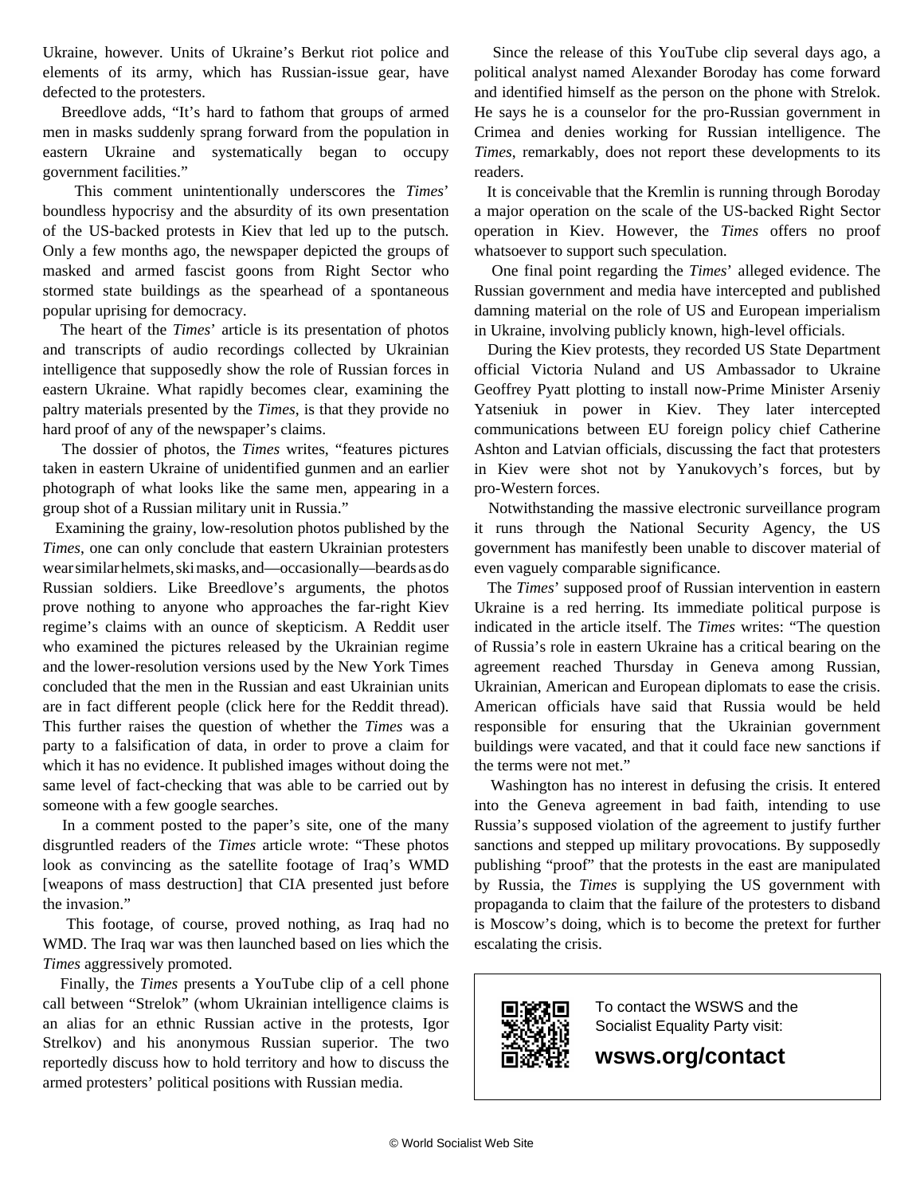Ukraine, however. Units of Ukraine's Berkut riot police and elements of its army, which has Russian-issue gear, have defected to the protesters.

Breedlove adds, "It's hard to fathom that groups of armed men in masks suddenly sprang forward from the population in eastern Ukraine and systematically began to occupy government facilities."

This comment unintentionally underscores the *Times*' boundless hypocrisy and the absurdity of its own presentation of the US-backed protests in Kiev that led up to the putsch. Only a few months ago, the newspaper depicted the groups of masked and armed fascist goons from Right Sector who stormed state buildings as the spearhead of a spontaneous popular uprising for democracy.

The heart of the *Times*' article is its presentation of photos and transcripts of audio recordings collected by Ukrainian intelligence that supposedly show the role of Russian forces in eastern Ukraine. What rapidly becomes clear, examining the paltry materials presented by the *Times*, is that they provide no hard proof of any of the newspaper's claims.

The dossier of photos, the *Times* writes, "features pictures taken in eastern Ukraine of unidentified gunmen and an earlier photograph of what looks like the same men, appearing in a group shot of a Russian military unit in Russia."

Examining the grainy, low-resolution photos published by the *Times*, one can only conclude that eastern Ukrainian protesters wear similar helmets, ski masks, and—occasionally—beards as do Russian soldiers. Like Breedlove's arguments, the photos prove nothing to anyone who approaches the far-right Kiev regime's claims with an ounce of skepticism. A Reddit user who examined the pictures released by the Ukrainian regime and the lower-resolution versions used by the New York Times concluded that the men in the Russian and east Ukrainian units are in fact different people (click here for the Reddit thread). This further raises the question of whether the *Times* was a party to a falsification of data, in order to prove a claim for which it has no evidence. It published images without doing the same level of fact-checking that was able to be carried out by someone with a few google searches.

In a comment posted to the paper's site, one of the many disgruntled readers of the *Times* article wrote: "These photos look as convincing as the satellite footage of Iraq's WMD [weapons of mass destruction] that CIA presented just before the invasion."

This footage, of course, proved nothing, as Iraq had no WMD. The Iraq war was then launched based on lies which the *Times* aggressively promoted.

Finally, the *Times* presents a YouTube clip of a cell phone call between "Strelok" (whom Ukrainian intelligence claims is an alias for an ethnic Russian active in the protests, Igor Strelkov) and his anonymous Russian superior. The two reportedly discuss how to hold territory and how to discuss the armed protesters' political positions with Russian media.

Since the release of this YouTube clip several days ago, a political analyst named Alexander Boroday has come forward and identified himself as the person on the phone with Strelok. He says he is a counselor for the pro-Russian government in Crimea and denies working for Russian intelligence. The *Times*, remarkably, does not report these developments to its readers.

It is conceivable that the Kremlin is running through Boroday a major operation on the scale of the US-backed Right Sector operation in Kiev. However, the *Times* offers no proof whatsoever to support such speculation.

One final point regarding the *Times*' alleged evidence. The Russian government and media have intercepted and published damning material on the role of US and European imperialism in Ukraine, involving publicly known, high-level officials.

During the Kiev protests, they recorded US State Department official Victoria Nuland and US Ambassador to Ukraine Geoffrey Pyatt plotting to install now-Prime Minister Arseniy Yatseniuk in power in Kiev. They later intercepted communications between EU foreign policy chief Catherine Ashton and Latvian officials, discussing the fact that protesters in Kiev were shot not by Yanukovych's forces, but by pro-Western forces.

Notwithstanding the massive electronic surveillance program it runs through the National Security Agency, the US government has manifestly been unable to discover material of even vaguely comparable significance.

The *Times*' supposed proof of Russian intervention in eastern Ukraine is a red herring. Its immediate political purpose is indicated in the article itself. The *Times* writes: "The question of Russia's role in eastern Ukraine has a critical bearing on the agreement reached Thursday in Geneva among Russian, Ukrainian, American and European diplomats to ease the crisis. American officials have said that Russia would be held responsible for ensuring that the Ukrainian government buildings were vacated, and that it could face new sanctions if the terms were not met."

Washington has no interest in defusing the crisis. It entered into the Geneva agreement in bad faith, intending to use Russia's supposed violation of the agreement to justify further sanctions and stepped up military provocations. By supposedly publishing "proof" that the protests in the east are manipulated by Russia, the *Times* is supplying the US government with propaganda to claim that the failure of the protesters to disband is Moscow's doing, which is to become the pretext for further escalating the crisis.

To contact the WSWS and the Socialist Equality Party visit:

**wsws.org/contact**